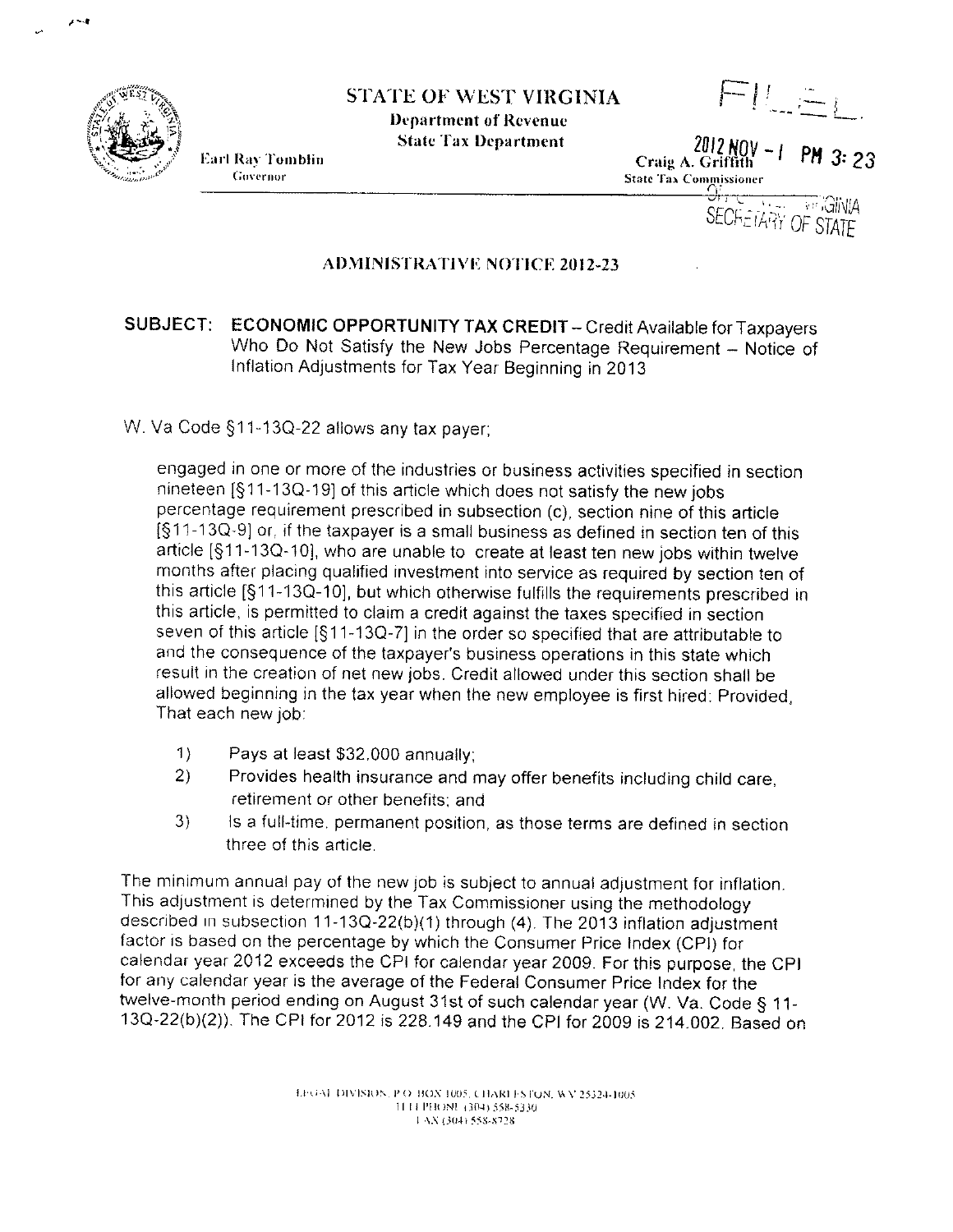# STATE OF WEST VIRGINIA

**Department of Revenue**

**State Tax Department**

Earl Ray Tomblin
Governor

Craig A. Griffith
State Tax Commissioner

FILED

2012 NOV -1 PM 3:23

OFFICE WEST VIRGINIA
SECRETARY OF STATE

## ADMINISTRATIVE NOTICE 2012-23

**SUBJECT: ECONOMIC OPPORTUNITY TAX CREDIT** – Credit Available for Taxpayers Who Do Not Satisfy the New Jobs Percentage Requirement – Notice of Inflation Adjustments for Tax Year Beginning in 2013

W. Va Code §11-13Q-22 allows any tax payer;

> engaged in one or more of the industries or business activities specified in section nineteen [§11-13Q-19] of this article which does not satisfy the new jobs percentage requirement prescribed in subsection (c), section nine of this article [§11-13Q-9] or, if the taxpayer is a small business as defined in section ten of this article [§11-13Q-10], who are unable to create at least ten new jobs within twelve months after placing qualified investment into service as required by section ten of this article [§11-13Q-10], but which otherwise fulfills the requirements prescribed in this article, is permitted to claim a credit against the taxes specified in section seven of this article [§11-13Q-7] in the order so specified that are attributable to and the consequence of the taxpayer's business operations in this state which result in the creation of net new jobs. Credit allowed under this section shall be allowed beginning in the tax year when the new employee is first hired: Provided, That each new job:
>
> 1) Pays at least $32,000 annually;
> 2) Provides health insurance and may offer benefits including child care, retirement or other benefits; and
> 3) Is a full-time, permanent position, as those terms are defined in section three of this article.

The minimum annual pay of the new job is subject to annual adjustment for inflation. This adjustment is determined by the Tax Commissioner using the methodology described in subsection 11-13Q-22(b)(1) through (4). The 2013 inflation adjustment factor is based on the percentage by which the Consumer Price Index (CPI) for calendar year 2012 exceeds the CPI for calendar year 2009. For this purpose, the CPI for any calendar year is the average of the Federal Consumer Price Index for the twelve-month period ending on August 31st of such calendar year (W. Va. Code § 11-13Q-22(b)(2)). The CPI for 2012 is 228.149 and the CPI for 2009 is 214.002. Based on

LEGAL DIVISION, P.O. BOX 1005, CHARLESTON, WV 25324-1005
TELEPHONE (304) 558-5330
FAX (304) 558-8728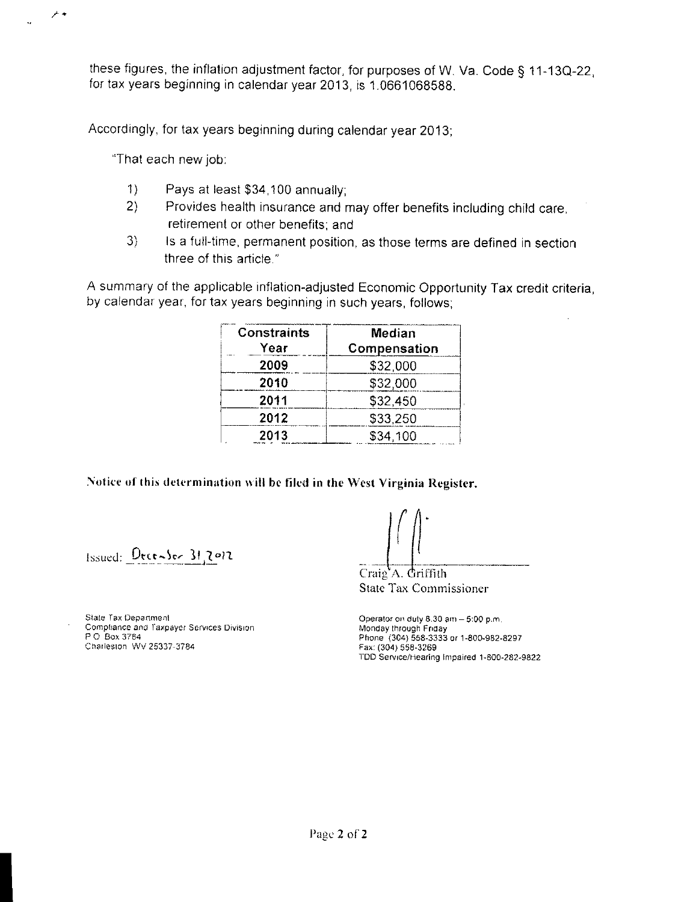these figures, the inflation adjustment factor, for purposes of W. Va. Code § 11-13Q-22, for tax years beginning in calendar year 2013, is 1.0661068588.

Accordingly, for tax years beginning during calendar year 2013;

"That each new job:

1) Pays at least $34,100 annually;
2) Provides health insurance and may offer benefits including child care, retirement or other benefits; and
3) Is a full-time, permanent position, as those terms are defined in section three of this article."

A summary of the applicable inflation-adjusted Economic Opportunity Tax credit criteria, by calendar year, for tax years beginning in such years, follows;

| Constraints Year | Median Compensation |
|---|---|
| 2009 | $32,000 |
| 2010 | $32,000 |
| 2011 | $32,450 |
| 2012 | $33,250 |
| 2013 | $34,100 |

**Notice of this determination will be filed in the West Virginia Register.**

Issued: December 31, 2012

Craig A. Griffith
State Tax Commissioner

State Tax Department
Compliance and Taxpayer Services Division
P O Box 3784
Charleston WV 25337-3784

Operator on duty 8:30 am – 5:00 p.m.
Monday through Friday
Phone (304) 558-3333 or 1-800-982-8297
Fax: (304) 558-3269
TDD Service/Hearing Impaired 1-800-282-9822